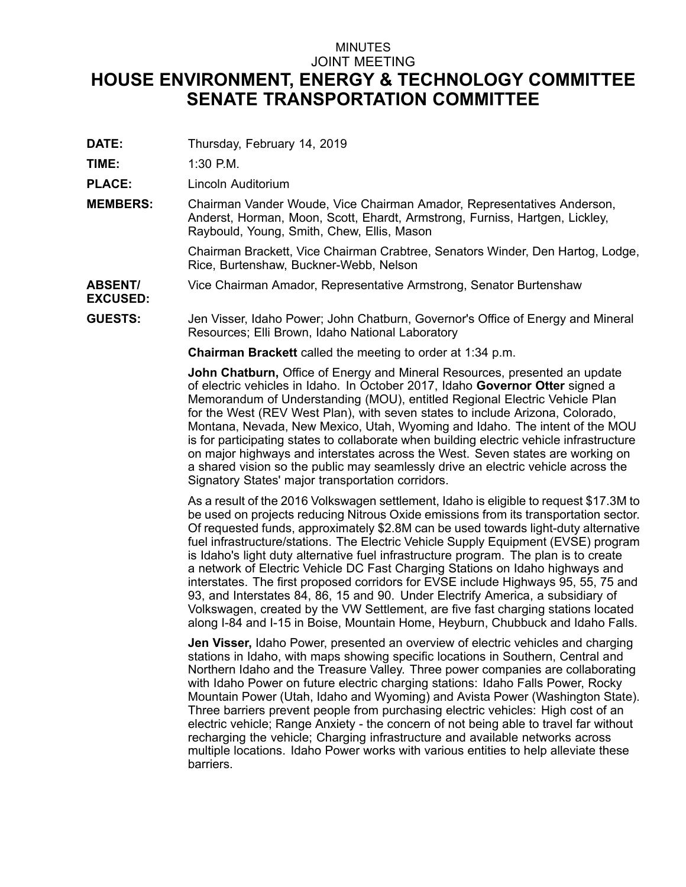MINUTES

JOINT MEETING

# HOUSE ENVIRONMENT, ENERGY & TECHNOLOGY COMMITTEE
# SENATE TRANSPORTATION COMMITTEE

**DATE:** Thursday, February 14, 2019

**TIME:** 1:30 P.M.

**PLACE:** Lincoln Auditorium

**MEMBERS:** Chairman Vander Woude, Vice Chairman Amador, Representatives Anderson, Anderst, Horman, Moon, Scott, Ehardt, Armstrong, Furniss, Hartgen, Lickley, Raybould, Young, Smith, Chew, Ellis, Mason

Chairman Brackett, Vice Chairman Crabtree, Senators Winder, Den Hartog, Lodge, Rice, Burtenshaw, Buckner-Webb, Nelson

**ABSENT/ EXCUSED:** Vice Chairman Amador, Representative Armstrong, Senator Burtenshaw

**GUESTS:** Jen Visser, Idaho Power; John Chatburn, Governor's Office of Energy and Mineral Resources; Elli Brown, Idaho National Laboratory

**Chairman Brackett** called the meeting to order at 1:34 p.m.

**John Chatburn,** Office of Energy and Mineral Resources, presented an update of electric vehicles in Idaho. In October 2017, Idaho **Governor Otter** signed a Memorandum of Understanding (MOU), entitled Regional Electric Vehicle Plan for the West (REV West Plan), with seven states to include Arizona, Colorado, Montana, Nevada, New Mexico, Utah, Wyoming and Idaho. The intent of the MOU is for participating states to collaborate when building electric vehicle infrastructure on major highways and interstates across the West. Seven states are working on a shared vision so the public may seamlessly drive an electric vehicle across the Signatory States' major transportation corridors.

As a result of the 2016 Volkswagen settlement, Idaho is eligible to request $17.3M to be used on projects reducing Nitrous Oxide emissions from its transportation sector. Of requested funds, approximately $2.8M can be used towards light-duty alternative fuel infrastructure/stations. The Electric Vehicle Supply Equipment (EVSE) program is Idaho's light duty alternative fuel infrastructure program. The plan is to create a network of Electric Vehicle DC Fast Charging Stations on Idaho highways and interstates. The first proposed corridors for EVSE include Highways 95, 55, 75 and 93, and Interstates 84, 86, 15 and 90. Under Electrify America, a subsidiary of Volkswagen, created by the VW Settlement, are five fast charging stations located along I-84 and I-15 in Boise, Mountain Home, Heyburn, Chubbuck and Idaho Falls.

**Jen Visser,** Idaho Power, presented an overview of electric vehicles and charging stations in Idaho, with maps showing specific locations in Southern, Central and Northern Idaho and the Treasure Valley. Three power companies are collaborating with Idaho Power on future electric charging stations: Idaho Falls Power, Rocky Mountain Power (Utah, Idaho and Wyoming) and Avista Power (Washington State). Three barriers prevent people from purchasing electric vehicles: High cost of an electric vehicle; Range Anxiety - the concern of not being able to travel far without recharging the vehicle; Charging infrastructure and available networks across multiple locations. Idaho Power works with various entities to help alleviate these barriers.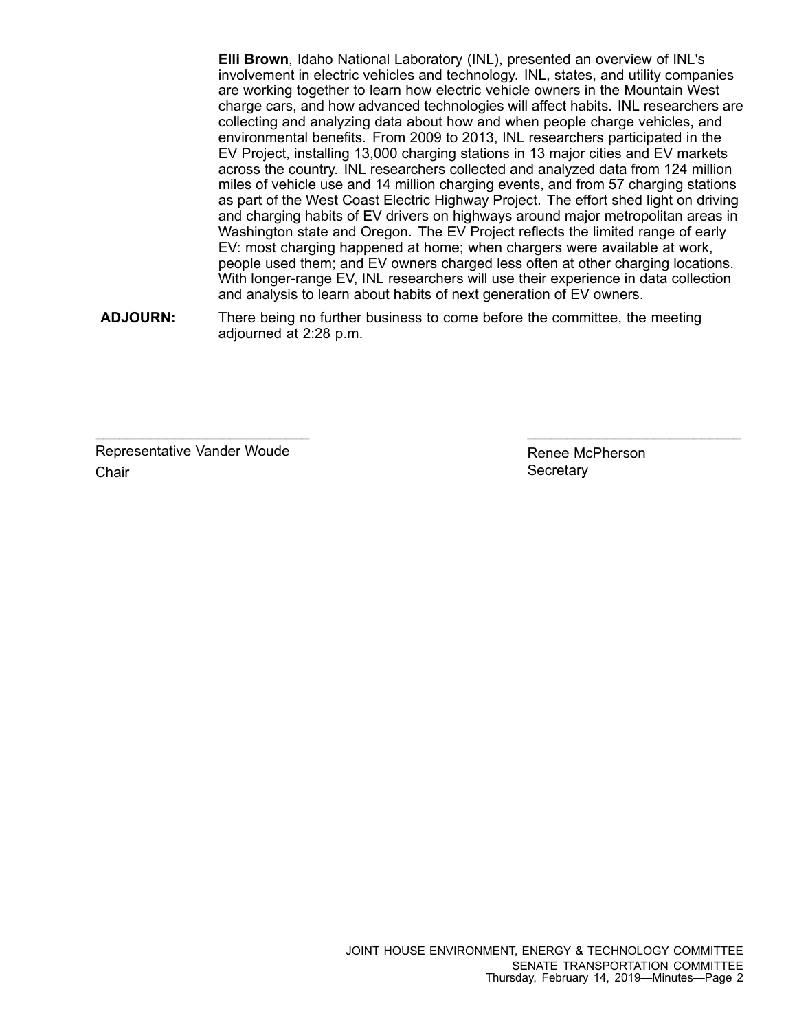**Elli Brown**, Idaho National Laboratory (INL), presented an overview of INL's involvement in electric vehicles and technology. INL, states, and utility companies are working together to learn how electric vehicle owners in the Mountain West charge cars, and how advanced technologies will affect habits. INL researchers are collecting and analyzing data about how and when people charge vehicles, and environmental benefits. From 2009 to 2013, INL researchers participated in the EV Project, installing 13,000 charging stations in 13 major cities and EV markets across the country. INL researchers collected and analyzed data from 124 million miles of vehicle use and 14 million charging events, and from 57 charging stations as part of the West Coast Electric Highway Project. The effort shed light on driving and charging habits of EV drivers on highways around major metropolitan areas in Washington state and Oregon. The EV Project reflects the limited range of early EV: most charging happened at home; when chargers were available at work, people used them; and EV owners charged less often at other charging locations. With longer-range EV, INL researchers will use their experience in data collection and analysis to learn about habits of next generation of EV owners.

**ADJOURN:** There being no further business to come before the committee, the meeting adjourned at 2:28 p.m.

___________________________
Representative Vander Woude
Chair

___________________________
Renee McPherson
Secretary